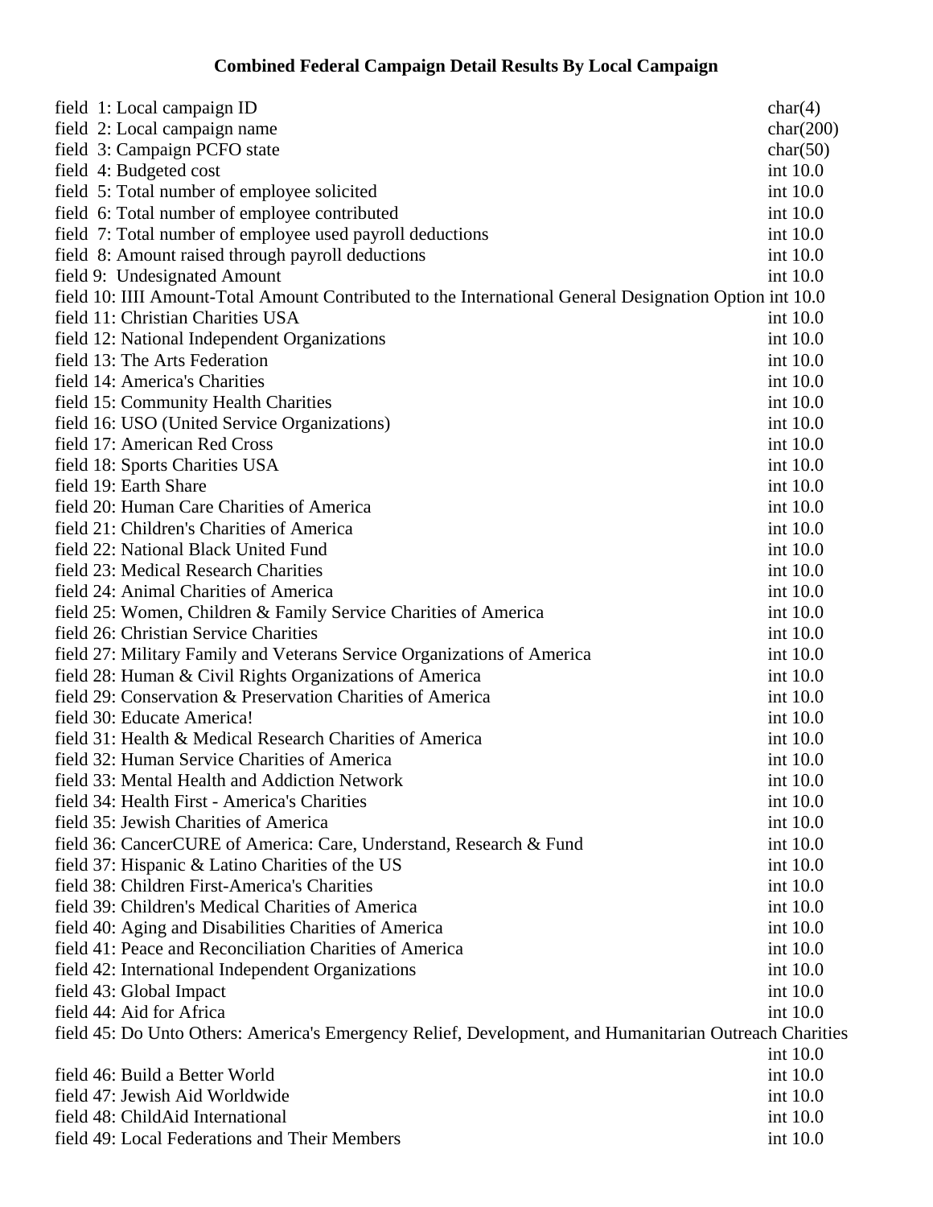# Combined Federal Campaign Detail Results By Local Campaign

| Field | Type |
|---|---|
| field 1: Local campaign ID | char(4) |
| field 2: Local campaign name | char(200) |
| field 3: Campaign PCFO state | char(50) |
| field 4: Budgeted cost | int 10.0 |
| field 5: Total number of employee solicited | int 10.0 |
| field 6: Total number of employee contributed | int 10.0 |
| field 7: Total number of employee used payroll deductions | int 10.0 |
| field 8: Amount raised through payroll deductions | int 10.0 |
| field 9: Undesignated Amount | int 10.0 |
| field 10: IIII Amount-Total Amount Contributed to the International General Designation Option | int 10.0 |
| field 11: Christian Charities USA | int 10.0 |
| field 12: National Independent Organizations | int 10.0 |
| field 13: The Arts Federation | int 10.0 |
| field 14: America's Charities | int 10.0 |
| field 15: Community Health Charities | int 10.0 |
| field 16: USO (United Service Organizations) | int 10.0 |
| field 17: American Red Cross | int 10.0 |
| field 18: Sports Charities USA | int 10.0 |
| field 19: Earth Share | int 10.0 |
| field 20: Human Care Charities of America | int 10.0 |
| field 21: Children's Charities of America | int 10.0 |
| field 22: National Black United Fund | int 10.0 |
| field 23: Medical Research Charities | int 10.0 |
| field 24: Animal Charities of America | int 10.0 |
| field 25: Women, Children & Family Service Charities of America | int 10.0 |
| field 26: Christian Service Charities | int 10.0 |
| field 27: Military Family and Veterans Service Organizations of America | int 10.0 |
| field 28: Human & Civil Rights Organizations of America | int 10.0 |
| field 29: Conservation & Preservation Charities of America | int 10.0 |
| field 30: Educate America! | int 10.0 |
| field 31: Health & Medical Research Charities of America | int 10.0 |
| field 32: Human Service Charities of America | int 10.0 |
| field 33: Mental Health and Addiction Network | int 10.0 |
| field 34: Health First - America's Charities | int 10.0 |
| field 35: Jewish Charities of America | int 10.0 |
| field 36: CancerCURE of America: Care, Understand, Research & Fund | int 10.0 |
| field 37: Hispanic & Latino Charities of the US | int 10.0 |
| field 38: Children First-America's Charities | int 10.0 |
| field 39: Children's Medical Charities of America | int 10.0 |
| field 40: Aging and Disabilities Charities of America | int 10.0 |
| field 41: Peace and Reconciliation Charities of America | int 10.0 |
| field 42: International Independent Organizations | int 10.0 |
| field 43: Global Impact | int 10.0 |
| field 44: Aid for Africa | int 10.0 |
| field 45: Do Unto Others: America's Emergency Relief, Development, and Humanitarian Outreach Charities | int 10.0 |
| field 46: Build a Better World | int 10.0 |
| field 47: Jewish Aid Worldwide | int 10.0 |
| field 48: ChildAid International | int 10.0 |
| field 49: Local Federations and Their Members | int 10.0 |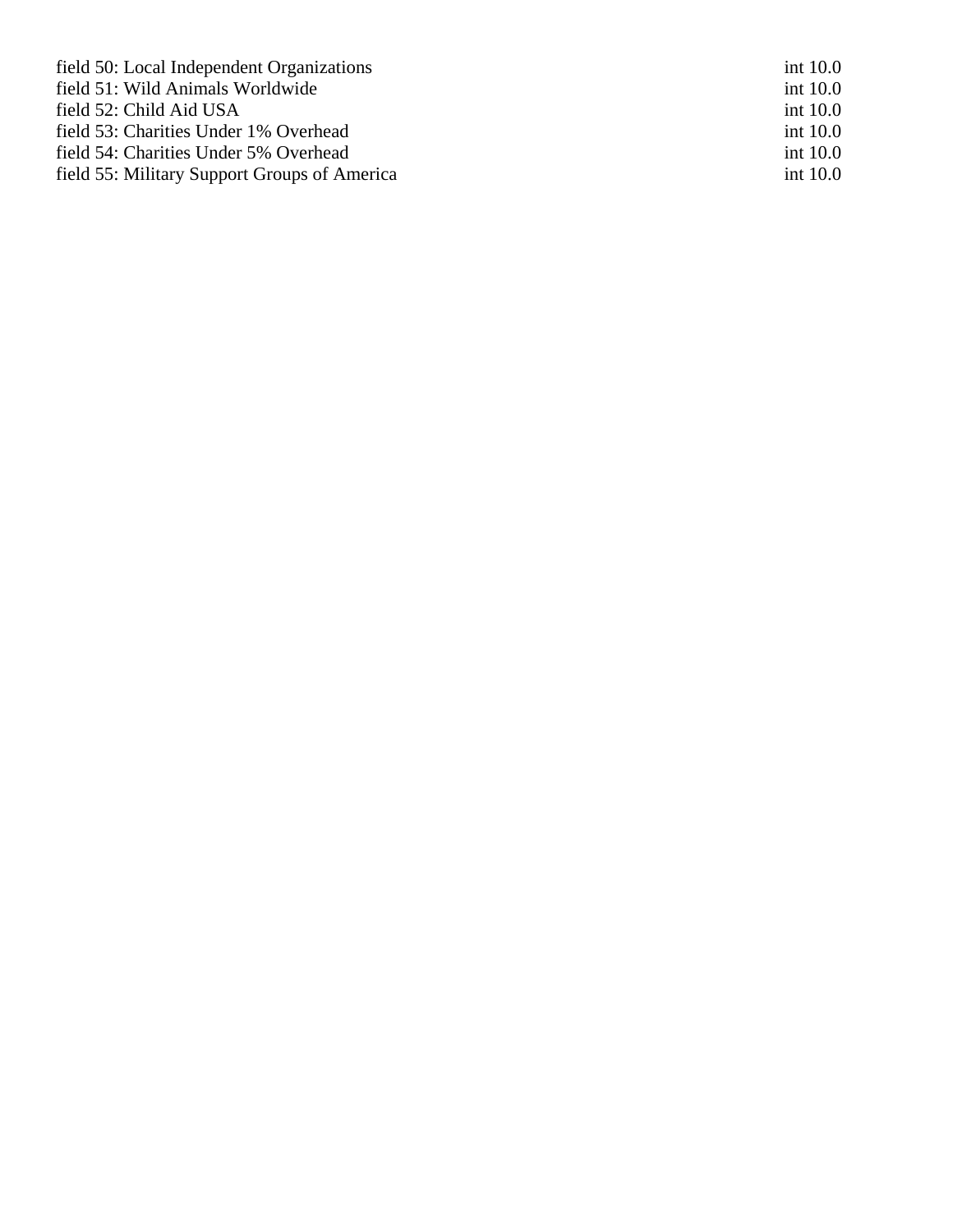| | |
|---|---|
| field 50: Local Independent Organizations | int 10.0 |
| field 51: Wild Animals Worldwide | int 10.0 |
| field 52: Child Aid USA | int 10.0 |
| field 53: Charities Under 1% Overhead | int 10.0 |
| field 54: Charities Under 5% Overhead | int 10.0 |
| field 55: Military Support Groups of America | int 10.0 |